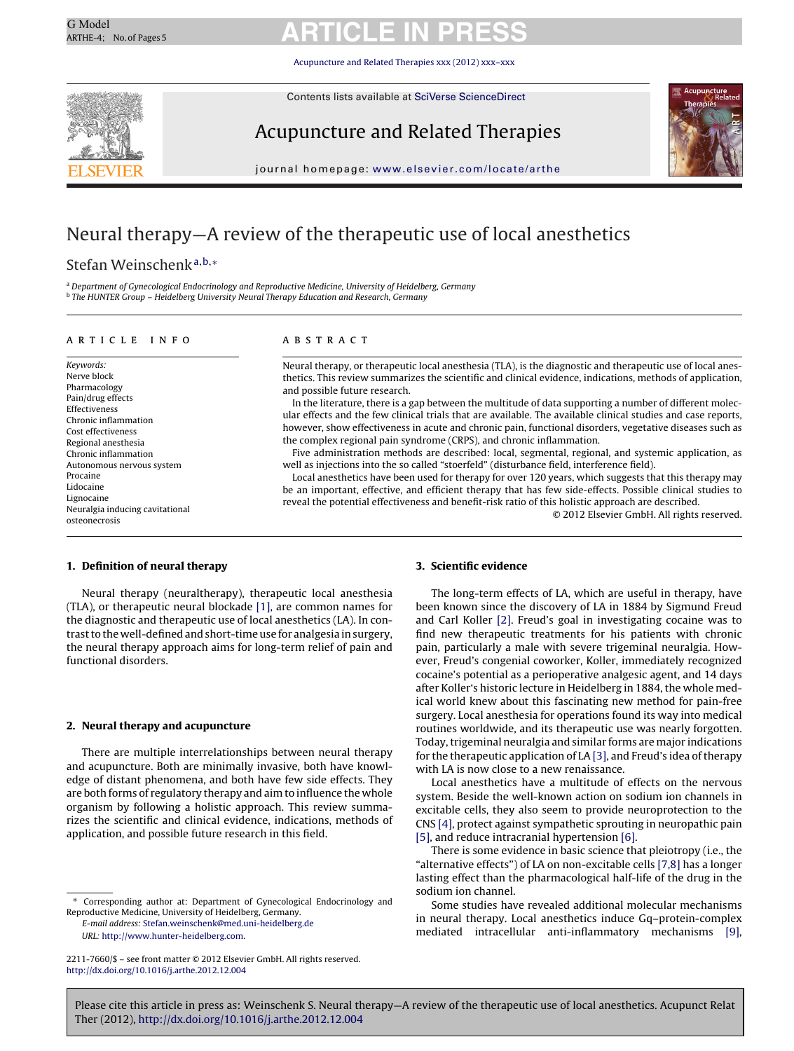# Neural therapy—A review of the therapeutic use of local anesthetics

Stefan Weinschenk[a,b,*]

[a] Department of Gynecological Endocrinology and Reproductive Medicine, University of Heidelberg, Germany
[b] The HUNTER Group – Heidelberg University Neural Therapy Education and Research, Germany

**ARTICLE INFO**

*Keywords:*
Nerve block
Pharmacology
Pain/drug effects
Effectiveness
Chronic inflammation
Cost effectiveness
Regional anesthesia
Chronic inflammation
Autonomous nervous system
Procaine
Lidocaine
Lignocaine
Neuralgia inducing cavitational osteonecrosis

**ABSTRACT**

Neural therapy, or therapeutic local anesthesia (TLA), is the diagnostic and therapeutic use of local anesthetics. This review summarizes the scientific and clinical evidence, indications, methods of application, and possible future research.

In the literature, there is a gap between the multitude of data supporting a number of different molecular effects and the few clinical trials that are available. The available clinical studies and case reports, however, show effectiveness in acute and chronic pain, functional disorders, vegetative diseases such as the complex regional pain syndrome (CRPS), and chronic inflammation.

Five administration methods are described: local, segmental, regional, and systemic application, as well as injections into the so called "stoerfeld" (disturbance field, interference field).

Local anesthetics have been used for therapy for over 120 years, which suggests that this therapy may be an important, effective, and efficient therapy that has few side-effects. Possible clinical studies to reveal the potential effectiveness and benefit-risk ratio of this holistic approach are described.

© 2012 Elsevier GmbH. All rights reserved.

## 1. Definition of neural therapy

Neural therapy (neuraltherapy), therapeutic local anesthesia (TLA), or therapeutic neural blockade [1], are common names for the diagnostic and therapeutic use of local anesthetics (LA). In contrast to the well-defined and short-time use for analgesia in surgery, the neural therapy approach aims for long-term relief of pain and functional disorders.

## 2. Neural therapy and acupuncture

There are multiple interrelationships between neural therapy and acupuncture. Both are minimally invasive, both have knowledge of distant phenomena, and both have few side effects. They are both forms of regulatory therapy and aim to influence the whole organism by following a holistic approach. This review summarizes the scientific and clinical evidence, indications, methods of application, and possible future research in this field.

## 3. Scientific evidence

The long-term effects of LA, which are useful in therapy, have been known since the discovery of LA in 1884 by Sigmund Freud and Carl Koller [2]. Freud's goal in investigating cocaine was to find new therapeutic treatments for his patients with chronic pain, particularly a male with severe trigeminal neuralgia. However, Freud's congenial coworker, Koller, immediately recognized cocaine's potential as a perioperative analgesic agent, and 14 days after Koller's historic lecture in Heidelberg in 1884, the whole medical world knew about this fascinating new method for pain-free surgery. Local anesthesia for operations found its way into medical routines worldwide, and its therapeutic use was nearly forgotten. Today, trigeminal neuralgia and similar forms are major indications for the therapeutic application of LA [3], and Freud's idea of therapy with LA is now close to a new renaissance.

Local anesthetics have a multitude of effects on the nervous system. Beside the well-known action on sodium ion channels in excitable cells, they also seem to provide neuroprotection to the CNS [4], protect against sympathetic sprouting in neuropathic pain [5], and reduce intracranial hypertension [6].

There is some evidence in basic science that pleiotropy (i.e., the "alternative effects") of LA on non-excitable cells [7,8] has a longer lasting effect than the pharmacological half-life of the drug in the sodium ion channel.

Some studies have revealed additional molecular mechanisms in neural therapy. Local anesthetics induce Gq–protein-complex mediated intracellular anti-inflammatory mechanisms [9],

---

\* Corresponding author at: Department of Gynecological Endocrinology and Reproductive Medicine, University of Heidelberg, Germany.
E-mail address: Stefan.weinschenk@med.uni-heidelberg.de
URL: http://www.hunter-heidelberg.com.

2211-7660/$ – see front matter © 2012 Elsevier GmbH. All rights reserved.
http://dx.doi.org/10.1016/j.arthe.2012.12.004

Please cite this article in press as: Weinschenk S. Neural therapy—A review of the therapeutic use of local anesthetics. Acupunct Relat Ther (2012), http://dx.doi.org/10.1016/j.arthe.2012.12.004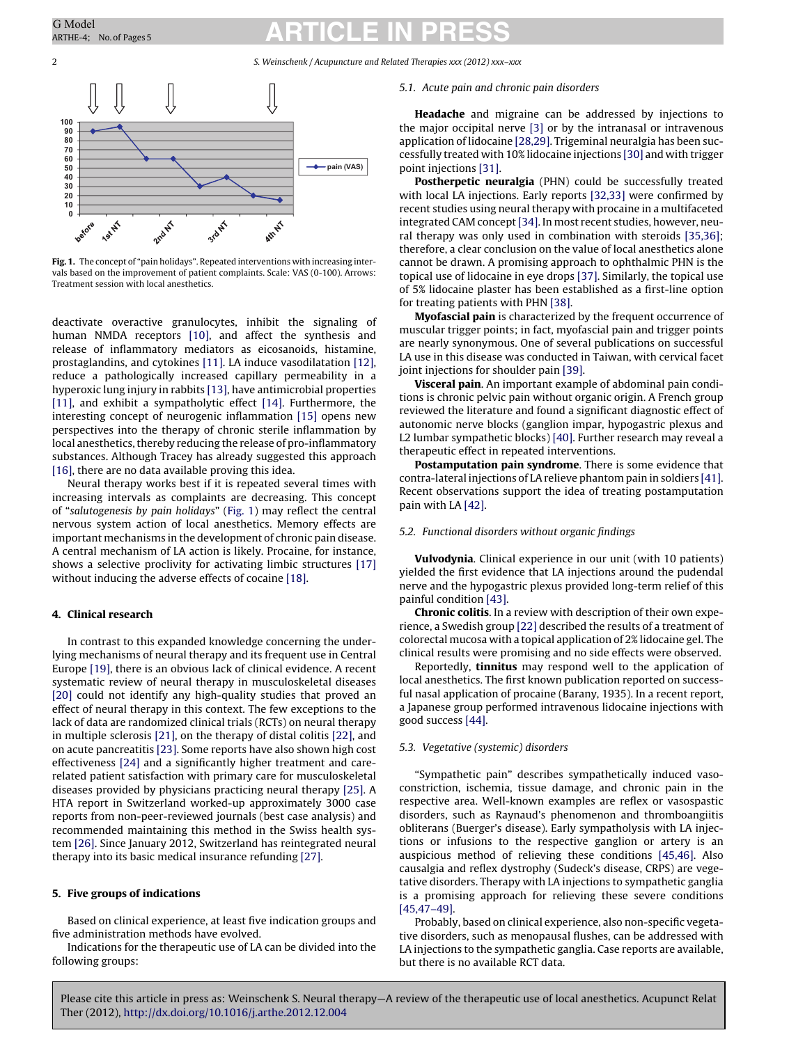Fig. 1. The concept of "pain holidays". Repeated interventions with increasing intervals based on the improvement of patient complaints. Scale: VAS (0-100). Arrows: Treatment session with local anesthetics.

deactivate overactive granulocytes, inhibit the signaling of human NMDA receptors [10], and affect the synthesis and release of inflammatory mediators as eicosanoids, histamine, prostaglandins, and cytokines [11]. LA induce vasodilatation [12], reduce a pathologically increased capillary permeability in a hyperoxic lung injury in rabbits [13], have antimicrobial properties [11], and exhibit a sympatholytic effect [14]. Furthermore, the interesting concept of neurogenic inflammation [15] opens new perspectives into the therapy of chronic sterile inflammation by local anesthetics, thereby reducing the release of pro-inflammatory substances. Although Tracey has already suggested this approach [16], there are no data available proving this idea.

Neural therapy works best if it is repeated several times with increasing intervals as complaints are decreasing. This concept of "*salutogenesis by pain holidays*" (Fig. 1) may reflect the central nervous system action of local anesthetics. Memory effects are important mechanisms in the development of chronic pain disease. A central mechanism of LA action is likely. Procaine, for instance, shows a selective proclivity for activating limbic structures [17] without inducing the adverse effects of cocaine [18].

## 4. Clinical research

In contrast to this expanded knowledge concerning the underlying mechanisms of neural therapy and its frequent use in Central Europe [19], there is an obvious lack of clinical evidence. A recent systematic review of neural therapy in musculoskeletal diseases [20] could not identify any high-quality studies that proved an effect of neural therapy in this context. The few exceptions to the lack of data are randomized clinical trials (RCTs) on neural therapy in multiple sclerosis [21], on the therapy of distal colitis [22], and on acute pancreatitis [23]. Some reports have also shown high cost effectiveness [24] and a significantly higher treatment and care-related patient satisfaction with primary care for musculoskeletal diseases provided by physicians practicing neural therapy [25]. A HTA report in Switzerland worked-up approximately 3000 case reports from non-peer-reviewed journals (best case analysis) and recommended maintaining this method in the Swiss health system [26]. Since January 2012, Switzerland has reintegrated neural therapy into its basic medical insurance refunding [27].

## 5. Five groups of indications

Based on clinical experience, at least five indication groups and five administration methods have evolved.

Indications for the therapeutic use of LA can be divided into the following groups:

### 5.1. Acute pain and chronic pain disorders

**Headache** and migraine can be addressed by injections to the major occipital nerve [3] or by the intranasal or intravenous application of lidocaine [28,29]. Trigeminal neuralgia has been successfully treated with 10% lidocaine injections [30] and with trigger point injections [31].

**Postherpetic neuralgia** (PHN) could be successfully treated with local LA injections. Early reports [32,33] were confirmed by recent studies using neural therapy with procaine in a multifaceted integrated CAM concept [34]. In most recent studies, however, neural therapy was only used in combination with steroids [35,36]; therefore, a clear conclusion on the value of local anesthetics alone cannot be drawn. A promising approach to ophthalmic PHN is the topical use of lidocaine in eye drops [37]. Similarly, the topical use of 5% lidocaine plaster has been established as a first-line option for treating patients with PHN [38].

**Myofascial pain** is characterized by the frequent occurrence of muscular trigger points; in fact, myofascial pain and trigger points are nearly synonymous. One of several publications on successful LA use in this disease was conducted in Taiwan, with cervical facet joint injections for shoulder pain [39].

**Visceral pain**. An important example of abdominal pain conditions is chronic pelvic pain without organic origin. A French group reviewed the literature and found a significant diagnostic effect of autonomic nerve blocks (ganglion impar, hypogastric plexus and L2 lumbar sympathetic blocks) [40]. Further research may reveal a therapeutic effect in repeated interventions.

**Postamputation pain syndrome**. There is some evidence that contra-lateral injections of LA relieve phantom pain in soldiers [41]. Recent observations support the idea of treating postamputation pain with LA [42].

### 5.2. Functional disorders without organic findings

**Vulvodynia**. Clinical experience in our unit (with 10 patients) yielded the first evidence that LA injections around the pudendal nerve and the hypogastric plexus provided long-term relief of this painful condition [43].

**Chronic colitis**. In a review with description of their own experience, a Swedish group [22] described the results of a treatment of colorectal mucosa with a topical application of 2% lidocaine gel. The clinical results were promising and no side effects were observed.

Reportedly, **tinnitus** may respond well to the application of local anesthetics. The first known publication reported on successful nasal application of procaine (Barany, 1935). In a recent report, a Japanese group performed intravenous lidocaine injections with good success [44].

### 5.3. Vegetative (systemic) disorders

"Sympathetic pain" describes sympathetically induced vasoconstriction, ischemia, tissue damage, and chronic pain in the respective area. Well-known examples are reflex or vasospastic disorders, such as Raynaud's phenomenon and thromboangiitis obliterans (Buerger's disease). Early sympatholysis with LA injections or infusions to the respective ganglion or artery is an auspicious method of relieving these conditions [45,46]. Also causalgia and reflex dystrophy (Sudeck's disease, CRPS) are vegetative disorders. Therapy with LA injections to sympathetic ganglia is a promising approach for relieving these severe conditions [45,47–49].

Probably, based on clinical experience, also non-specific vegetative disorders, such as menopausal flushes, can be addressed with LA injections to the sympathetic ganglia. Case reports are available, but there is no available RCT data.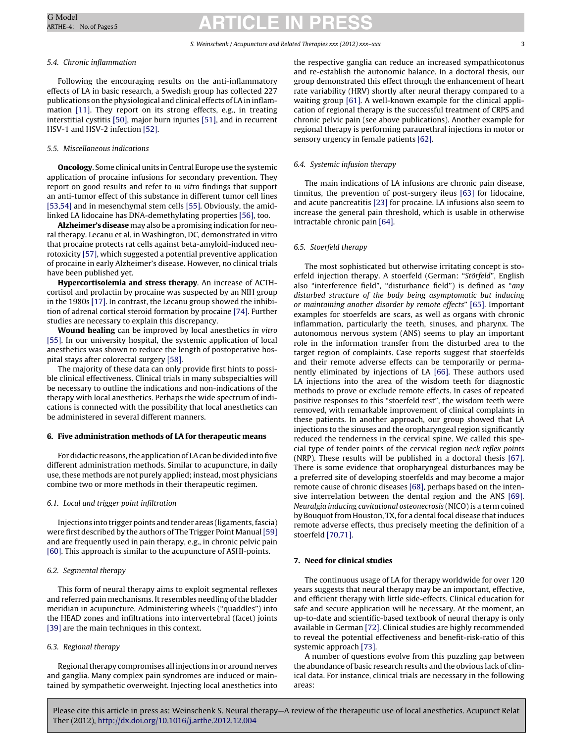### 5.4. Chronic inflammation

Following the encouraging results on the anti-inflammatory effects of LA in basic research, a Swedish group has collected 227 publications on the physiological and clinical effects of LA in inflammation [11]. They report on its strong effects, e.g., in treating interstitial cystitis [50], major burn injuries [51], and in recurrent HSV-1 and HSV-2 infection [52].

### 5.5. Miscellaneous indications

**Oncology**. Some clinical units in Central Europe use the systemic application of procaine infusions for secondary prevention. They report on good results and refer to *in vitro* findings that support an anti-tumor effect of this substance in different tumor cell lines [53,54] and in mesenchymal stem cells [55]. Obviously, the amid-linked LA lidocaine has DNA-demethylating properties [56], too.

**Alzheimer's disease** may also be a promising indication for neural therapy. Lecanu et al. in Washington, DC, demonstrated in vitro that procaine protects rat cells against beta-amyloid-induced neurotoxicity [57], which suggested a potential preventive application of procaine in early Alzheimer's disease. However, no clinical trials have been published yet.

**Hypercortisolemia and stress therapy**. An increase of ACTH-cortisol and prolactin by procaine was suspected by an NIH group in the 1980s [17]. In contrast, the Lecanu group showed the inhibition of adrenal cortical steroid formation by procaine [74]. Further studies are necessary to explain this discrepancy.

**Wound healing** can be improved by local anesthetics *in vitro* [55]. In our university hospital, the systemic application of local anesthetics was shown to reduce the length of postoperative hospital stays after colorectal surgery [58].

The majority of these data can only provide first hints to possible clinical effectiveness. Clinical trials in many subspecialties will be necessary to outline the indications and non-indications of the therapy with local anesthetics. Perhaps the wide spectrum of indications is connected with the possibility that local anesthetics can be administered in several different manners.

## 6. Five administration methods of LA for therapeutic means

For didactic reasons, the application of LA can be divided into five different administration methods. Similar to acupuncture, in daily use, these methods are not purely applied; instead, most physicians combine two or more methods in their therapeutic regimen.

### 6.1. Local and trigger point infiltration

Injections into trigger points and tender areas (ligaments, fascia) were first described by the authors of The Trigger Point Manual [59] and are frequently used in pain therapy, e.g., in chronic pelvic pain [60]. This approach is similar to the acupuncture of ASHI-points.

### 6.2. Segmental therapy

This form of neural therapy aims to exploit segmental reflexes and referred pain mechanisms. It resembles needling of the bladder meridian in acupuncture. Administering wheels ("quaddles") into the HEAD zones and infiltrations into intervertebral (facet) joints [39] are the main techniques in this context.

### 6.3. Regional therapy

Regional therapy compromises all injections in or around nerves and ganglia. Many complex pain syndromes are induced or maintained by sympathetic overweight. Injecting local anesthetics into the respective ganglia can reduce an increased sympathicotonus and re-establish the autonomic balance. In a doctoral thesis, our group demonstrated this effect through the enhancement of heart rate variability (HRV) shortly after neural therapy compared to a waiting group [61]. A well-known example for the clinical application of regional therapy is the successful treatment of CRPS and chronic pelvic pain (see above publications). Another example for regional therapy is performing paraurethral injections in motor or sensory urgency in female patients [62].

### 6.4. Systemic infusion therapy

The main indications of LA infusions are chronic pain disease, tinnitus, the prevention of post-surgery ileus [63] for lidocaine, and acute pancreatitis [23] for procaine. LA infusions also seem to increase the general pain threshold, which is usable in otherwise intractable chronic pain [64].

### 6.5. Stoerfeld therapy

The most sophisticated but otherwise irritating concept is stoerfeld injection therapy. A stoerfeld (German: "*Störfeld*", English also "interference field", "disturbance field") is defined as "*any disturbed structure of the body being asymptomatic but inducing or maintaining another disorder by remote effects*" [65]. Important examples for stoerfelds are scars, as well as organs with chronic inflammation, particularly the teeth, sinuses, and pharynx. The autonomous nervous system (ANS) seems to play an important role in the information transfer from the disturbed area to the target region of complaints. Case reports suggest that stoerfelds and their remote adverse effects can be temporarily or permanently eliminated by injections of LA [66]. These authors used LA injections into the area of the wisdom teeth for diagnostic methods to prove or exclude remote effects. In cases of repeated positive responses to this "stoerfeld test", the wisdom teeth were removed, with remarkable improvement of clinical complaints in these patients. In another approach, our group showed that LA injections to the sinuses and the oropharyngeal region significantly reduced the tenderness in the cervical spine. We called this special type of tender points of the cervical region *neck reflex points* (NRP). These results will be published in a doctoral thesis [67]. There is some evidence that oropharyngeal disturbances may be a preferred site of developing stoerfelds and may become a major remote cause of chronic diseases [68], perhaps based on the intensive interrelation between the dental region and the ANS [69]. *Neuralgia inducing cavitational osteonecrosis* (NICO) is a term coined by Bouquot from Houston, TX, for a dental focal disease that induces remote adverse effects, thus precisely meeting the definition of a stoerfeld [70,71].

## 7. Need for clinical studies

The continuous usage of LA for therapy worldwide for over 120 years suggests that neural therapy may be an important, effective, and efficient therapy with little side-effects. Clinical education for safe and secure application will be necessary. At the moment, an up-to-date and scientific-based textbook of neural therapy is only available in German [72]. Clinical studies are highly recommended to reveal the potential effectiveness and benefit-risk-ratio of this systemic approach [73].

A number of questions evolve from this puzzling gap between the abundance of basic research results and the obvious lack of clinical data. For instance, clinical trials are necessary in the following areas:

Please cite this article in press as: Weinschenk S. Neural therapy—A review of the therapeutic use of local anesthetics. Acupunct Relat Ther (2012), http://dx.doi.org/10.1016/j.arthe.2012.12.004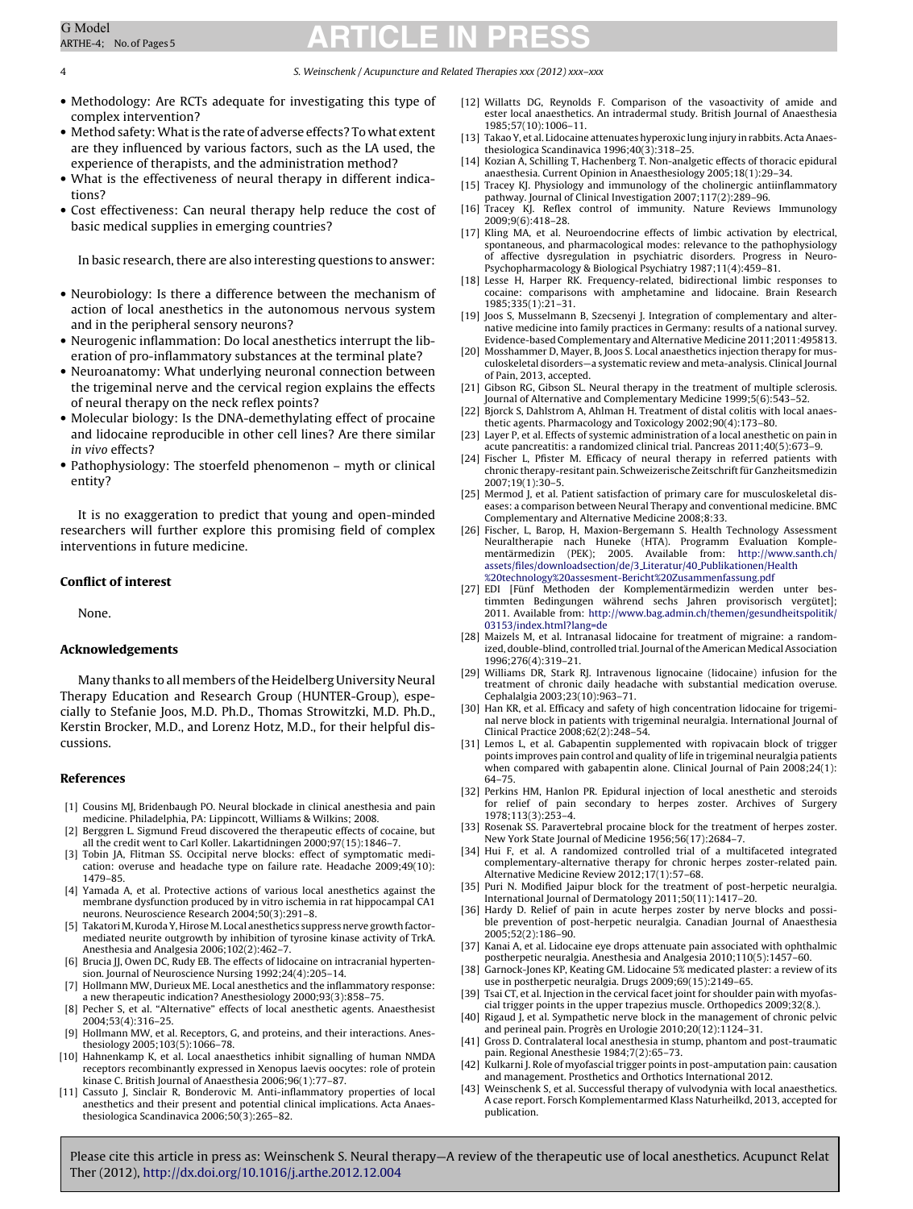- Methodology: Are RCTs adequate for investigating this type of complex intervention?
- Method safety: What is the rate of adverse effects? To what extent are they influenced by various factors, such as the LA used, the experience of therapists, and the administration method?
- What is the effectiveness of neural therapy in different indications?
- Cost effectiveness: Can neural therapy help reduce the cost of basic medical supplies in emerging countries?

In basic research, there are also interesting questions to answer:

- Neurobiology: Is there a difference between the mechanism of action of local anesthetics in the autonomous nervous system and in the peripheral sensory neurons?
- Neurogenic inflammation: Do local anesthetics interrupt the liberation of pro-inflammatory substances at the terminal plate?
- Neuroanatomy: What underlying neuronal connection between the trigeminal nerve and the cervical region explains the effects of neural therapy on the neck reflex points?
- Molecular biology: Is the DNA-demethylating effect of procaine and lidocaine reproducible in other cell lines? Are there similar *in vivo* effects?
- Pathophysiology: The stoerfeld phenomenon – myth or clinical entity?

It is no exaggeration to predict that young and open-minded researchers will further explore this promising field of complex interventions in future medicine.

## Conflict of interest

None.

## Acknowledgements

Many thanks to all members of the Heidelberg University Neural Therapy Education and Research Group (HUNTER-Group), especially to Stefanie Joos, M.D. Ph.D., Thomas Strowitzki, M.D. Ph.D., Kerstin Brocker, M.D., and Lorenz Hotz, M.D., for their helpful discussions.

## References

[1] Cousins MJ, Bridenbaugh PO. Neural blockade in clinical anesthesia and pain medicine. Philadelphia, PA: Lippincott, Williams & Wilkins; 2008.

[2] Berggren L. Sigmund Freud discovered the therapeutic effects of cocaine, but all the credit went to Carl Koller. Lakartidningen 2000;97(15):1846–7.

[3] Tobin JA, Flitman SS. Occipital nerve blocks: effect of symptomatic medication: overuse and headache type on failure rate. Headache 2009;49(10): 1479–85.

[4] Yamada A, et al. Protective actions of various local anesthetics against the membrane dysfunction produced by in vitro ischemia in rat hippocampal CA1 neurons. Neuroscience Research 2004;50(3):291–8.

[5] Takatori M, Kuroda Y, Hirose M. Local anesthetics suppress nerve growth factor-mediated neurite outgrowth by inhibition of tyrosine kinase activity of TrkA. Anesthesia and Analgesia 2006;102(2):462–7.

[6] Brucia JJ, Owen DC, Rudy EB. The effects of lidocaine on intracranial hypertension. Journal of Neuroscience Nursing 1992;24(4):205–14.

[7] Hollmann MW, Durieux ME. Local anesthetics and the inflammatory response: a new therapeutic indication? Anesthesiology 2000;93(3):858–75.

[8] Pecher S, et al. "Alternative" effects of local anesthetic agents. Anaesthesist 2004;53(4):316–25.

[9] Hollmann MW, et al. Receptors, G, and proteins, and their interactions. Anesthesiology 2005;103(5):1066–78.

[10] Hahnenkamp K, et al. Local anaesthetics inhibit signalling of human NMDA receptors recombinantly expressed in Xenopus laevis oocytes: role of protein kinase C. British Journal of Anaesthesia 2006;96(1):77–87.

[11] Cassuto J, Sinclair R, Bonderovic M. Anti-inflammatory properties of local anesthetics and their present and potential clinical implications. Acta Anaesthesiologica Scandinavica 2006;50(3):265–82.

[12] Willatts DG, Reynolds F. Comparison of the vasoactivity of amide and ester local anaesthetics. An intradermal study. British Journal of Anaesthesia 1985;57(10):1006–11.

[13] Takao Y, et al. Lidocaine attenuates hyperoxic lung injury in rabbits. Acta Anaesthesiologica Scandinavica 1996;40(3):318–25.

[14] Kozian A, Schilling T, Hachenberg T. Non-analgetic effects of thoracic epidural anaesthesia. Current Opinion in Anaesthesiology 2005;18(1):29–34.

[15] Tracey KJ. Physiology and immunology of the cholinergic antiinflammatory pathway. Journal of Clinical Investigation 2007;117(2):289–96.

[16] Tracey KJ. Reflex control of immunity. Nature Reviews Immunology 2009;9(6):418–28.

[17] Kling MA, et al. Neuroendocrine effects of limbic activation by electrical, spontaneous, and pharmacological modes: relevance to the pathophysiology of affective dysregulation in psychiatric disorders. Progress in Neuro-Psychopharmacology & Biological Psychiatry 1987;11(4):459–81.

[18] Lesse H, Harper RK. Frequency-related, bidirectional limbic responses to cocaine: comparisons with amphetamine and lidocaine. Brain Research 1985;335(1):21–31.

[19] Joos S, Musselmann B, Szecsenyi J. Integration of complementary and alternative medicine into family practices in Germany: results of a national survey. Evidence-based Complementary and Alternative Medicine 2011;2011:495813.

[20] Mosshammer D, Mayer, B, Joos S. Local anaesthetics injection therapy for musculoskeletal disorders—a systematic review and meta-analysis. Clinical Journal of Pain, 2013, accepted.

[21] Gibson RG, Gibson SL. Neural therapy in the treatment of multiple sclerosis. Journal of Alternative and Complementary Medicine 1999;5(6):543–52.

[22] Bjorck S, Dahlstrom A, Ahlman H. Treatment of distal colitis with local anaesthetic agents. Pharmacology and Toxicology 2002;90(4):173–80.

[23] Layer P, et al. Effects of systemic administration of a local anesthetic on pain in acute pancreatitis: a randomized clinical trial. Pancreas 2011;40(5):673–9.

[24] Fischer L, Pfister M. Efficacy of neural therapy in referred patients with chronic therapy-resitant pain. Schweizerische Zeitschrift für Ganzheitsmedizin 2007;19(1):30–5.

[25] Mermod J, et al. Patient satisfaction of primary care for musculoskeletal diseases: a comparison between Neural Therapy and conventional medicine. BMC Complementary and Alternative Medicine 2008;8:33.

[26] Fischer, L, Barop, H, Maxion-Bergemann S. Health Technology Assessment Neuraltherapie nach Huneke (HTA). Programm Evaluation Komplementärmedizin (PEK); 2005. Available from: http://www.santh.ch/assets/files/downloadsection/de/3_Literatur/40_Publikationen/Health%20technology%20assesment-Bericht%20Zusammenfassung.pdf

[27] EDI [Fünf Methoden der Komplementärmedizin werden unter bestimmten Bedingungen während sechs Jahren provisorisch vergütet]; 2011. Available from: http://www.bag.admin.ch/themen/gesundheitspolitik/03153/index.html?lang=de

[28] Maizels M, et al. Intranasal lidocaine for treatment of migraine: a randomized, double-blind, controlled trial. Journal of the American Medical Association 1996;276(4):319–21.

[29] Williams DR, Stark RJ. Intravenous lignocaine (lidocaine) infusion for the treatment of chronic daily headache with substantial medication overuse. Cephalalgia 2003;23(10):963–71.

[30] Han KR, et al. Efficacy and safety of high concentration lidocaine for trigeminal nerve block in patients with trigeminal neuralgia. International Journal of Clinical Practice 2008;62(2):248–54.

[31] Lemos L, et al. Gabapentin supplemented with ropivacain block of trigger points improves pain control and quality of life in trigeminal neuralgia patients when compared with gabapentin alone. Clinical Journal of Pain 2008;24(1): 64–75.

[32] Perkins HM, Hanlon PR. Epidural injection of local anesthetic and steroids for relief of pain secondary to herpes zoster. Archives of Surgery 1978;113(3):253–4.

[33] Rosenak SS. Paravertebral procaine block for the treatment of herpes zoster. New York State Journal of Medicine 1956;56(17):2684–7.

[34] Hui F, et al. A randomized controlled trial of a multifaceted integrated complementary-alternative therapy for chronic herpes zoster-related pain. Alternative Medicine Review 2012;17(1):57–68.

[35] Puri N. Modified Jaipur block for the treatment of post-herpetic neuralgia. International Journal of Dermatology 2011;50(11):1417–20.

[36] Hardy D. Relief of pain in acute herpes zoster by nerve blocks and possible prevention of post-herpetic neuralgia. Canadian Journal of Anaesthesia 2005;52(2):186–90.

[37] Kanai A, et al. Lidocaine eye drops attenuate pain associated with ophthalmic postherpetic neuralgia. Anesthesia and Analgesia 2010;110(5):1457–60.

[38] Garnock-Jones KP, Keating GM. Lidocaine 5% medicated plaster: a review of its use in postherpetic neuralgia. Drugs 2009;69(15):2149–65.

[39] Tsai CT, et al. Injection in the cervical facet joint for shoulder pain with myofascial trigger points in the upper trapezius muscle. Orthopedics 2009;32(8.).

[40] Rigaud J, et al. Sympathetic nerve block in the management of chronic pelvic and perineal pain. Progrès en Urologie 2010;20(12):1124–31.

[41] Gross D. Contralateral local anesthesia in stump, phantom and post-traumatic pain. Regional Anesthesie 1984;7(2):65–73.

[42] Kulkarni J. Role of myofascial trigger points in post-amputation pain: causation and management. Prosthetics and Orthotics International 2012.

[43] Weinschenk S, et al. Successful therapy of vulvodynia with local anaesthetics. A case report. Forsch Komplementarmed Klass Naturheilkd, 2013, accepted for publication.

Please cite this article in press as: Weinschenk S. Neural therapy—A review of the therapeutic use of local anesthetics. Acupunct Relat Ther (2012), http://dx.doi.org/10.1016/j.arthe.2012.12.004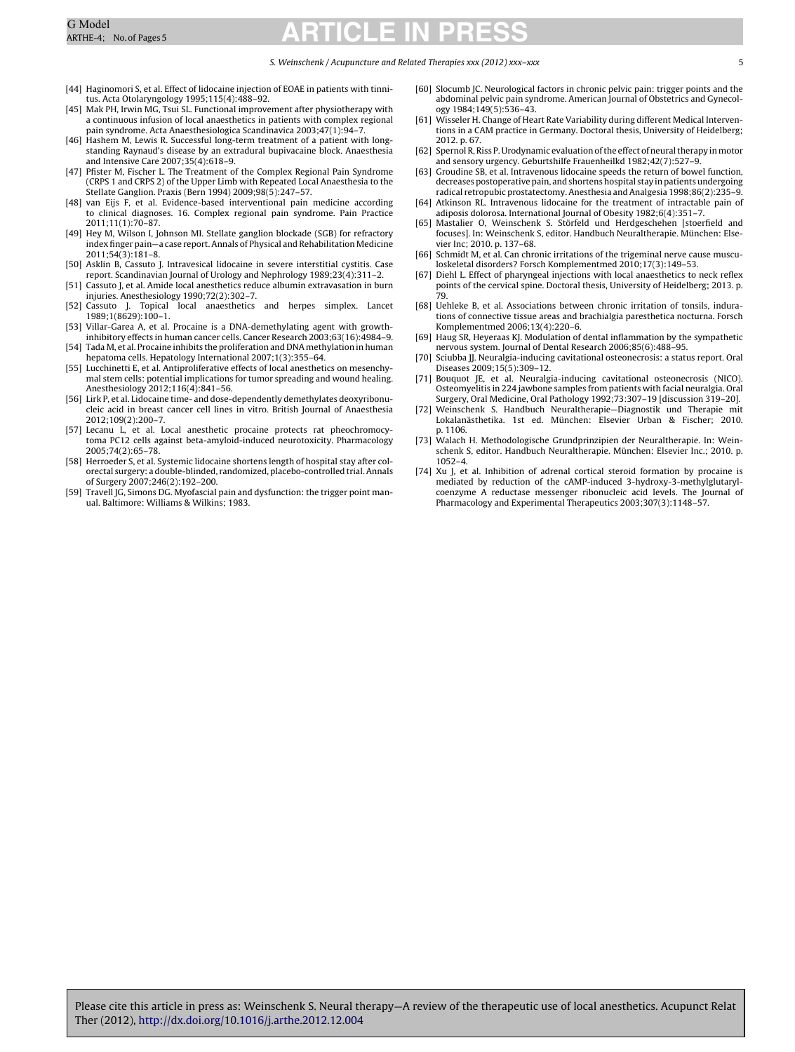[44] Haginomori S, et al. Effect of lidocaine injection of EOAE in patients with tinnitus. Acta Otolaryngology 1995;115(4):488–92.

[45] Mak PH, Irwin MG, Tsui SL. Functional improvement after physiotherapy with a continuous infusion of local anaesthetics in patients with complex regional pain syndrome. Acta Anaesthesiologica Scandinavica 2003;47(1):94–7.

[46] Hashem M, Lewis R. Successful long-term treatment of a patient with long-standing Raynaud's disease by an extradural bupivacaine block. Anaesthesia and Intensive Care 2007;35(4):618–9.

[47] Pfister M, Fischer L. The Treatment of the Complex Regional Pain Syndrome (CRPS 1 and CRPS 2) of the Upper Limb with Repeated Local Anaesthesia to the Stellate Ganglion. Praxis (Bern 1994) 2009;98(5):247–57.

[48] van Eijs F, et al. Evidence-based interventional pain medicine according to clinical diagnoses. 16. Complex regional pain syndrome. Pain Practice 2011;11(1):70–87.

[49] Hey M, Wilson I, Johnson MI. Stellate ganglion blockade (SGB) for refractory index finger pain—a case report. Annals of Physical and Rehabilitation Medicine 2011;54(3):181–8.

[50] Asklin B, Cassuto J. Intravesical lidocaine in severe interstitial cystitis. Case report. Scandinavian Journal of Urology and Nephrology 1989;23(4):311–2.

[51] Cassuto J, et al. Amide local anesthetics reduce albumin extravasation in burn injuries. Anesthesiology 1990;72(2):302–7.

[52] Cassuto J. Topical local anaesthetics and herpes simplex. Lancet 1989;1(8629):100–1.

[53] Villar-Garea A, et al. Procaine is a DNA-demethylating agent with growth-inhibitory effects in human cancer cells. Cancer Research 2003;63(16):4984–9.

[54] Tada M, et al. Procaine inhibits the proliferation and DNA methylation in human hepatoma cells. Hepatology International 2007;1(3):355–64.

[55] Lucchinetti E, et al. Antiproliferative effects of local anesthetics on mesenchymal stem cells: potential implications for tumor spreading and wound healing. Anesthesiology 2012;116(4):841–56.

[56] Lirk P, et al. Lidocaine time- and dose-dependently demethylates deoxyribonucleic acid in breast cancer cell lines in vitro. British Journal of Anaesthesia 2012;109(2):200–7.

[57] Lecanu L, et al. Local anesthetic procaine protects rat pheochromocytoma PC12 cells against beta-amyloid-induced neurotoxicity. Pharmacology 2005;74(2):65–78.

[58] Herroeder S, et al. Systemic lidocaine shortens length of hospital stay after colorectal surgery: a double-blinded, randomized, placebo-controlled trial. Annals of Surgery 2007;246(2):192–200.

[59] Travell JG, Simons DG. Myofascial pain and dysfunction: the trigger point manual. Baltimore: Williams & Wilkins; 1983.

[60] Slocumb JC. Neurological factors in chronic pelvic pain: trigger points and the abdominal pelvic pain syndrome. American Journal of Obstetrics and Gynecology 1984;149(5):536–43.

[61] Wisseler H. Change of Heart Rate Variability during different Medical Interventions in a CAM practice in Germany. Doctoral thesis, University of Heidelberg; 2012. p. 67.

[62] Spernol R, Riss P. Urodynamic evaluation of the effect of neural therapy in motor and sensory urgency. Geburtshilfe Frauenheilkd 1982;42(7):527–9.

[63] Groudine SB, et al. Intravenous lidocaine speeds the return of bowel function, decreases postoperative pain, and shortens hospital stay in patients undergoing radical retropubic prostatectomy. Anesthesia and Analgesia 1998;86(2):235–9.

[64] Atkinson RL. Intravenous lidocaine for the treatment of intractable pain of adiposis dolorosa. International Journal of Obesity 1982;6(4):351–7.

[65] Mastalier O, Weinschenk S. Störfeld und Herdgeschehen [stoerfield and focuses]. In: Weinschenk S, editor. Handbuch Neuraltherapie. München: Elsevier Inc; 2010. p. 137–68.

[66] Schmidt M, et al. Can chronic irritations of the trigeminal nerve cause musculoskeletal disorders? Forsch Komplementmed 2010;17(3):149–53.

[67] Diehl L. Effect of pharyngeal injections with local anaesthetics to neck reflex points of the cervical spine. Doctoral thesis, University of Heidelberg; 2013. p. 79.

[68] Uehleke B, et al. Associations between chronic irritation of tonsils, indurations of connective tissue areas and brachialgia paresthetica nocturna. Forsch Komplementmed 2006;13(4):220–6.

[69] Haug SR, Heyeraas KJ. Modulation of dental inflammation by the sympathetic nervous system. Journal of Dental Research 2006;85(6):488–95.

[70] Sciubba JJ. Neuralgia-inducing cavitational osteonecrosis: a status report. Oral Diseases 2009;15(5):309–12.

[71] Bouquot JE, et al. Neuralgia-inducing cavitational osteonecrosis (NICO). Osteomyelitis in 224 jawbone samples from patients with facial neuralgia. Oral Surgery, Oral Medicine, Oral Pathology 1992;73:307–19 [discussion 319–20].

[72] Weinschenk S. Handbuch Neuraltherapie—Diagnostik und Therapie mit Lokalanästhetika. 1st ed. München: Elsevier Urban & Fischer; 2010. p. 1106.

[73] Walach H. Methodologische Grundprinzipien der Neuraltherapie. In: Weinschenk S, editor. Handbuch Neuraltherapie. München: Elsevier Inc.; 2010. p. 1052–4.

[74] Xu J, et al. Inhibition of adrenal cortical steroid formation by procaine is mediated by reduction of the cAMP-induced 3-hydroxy-3-methylglutaryl-coenzyme A reductase messenger ribonucleic acid levels. The Journal of Pharmacology and Experimental Therapeutics 2003;307(3):1148–57.